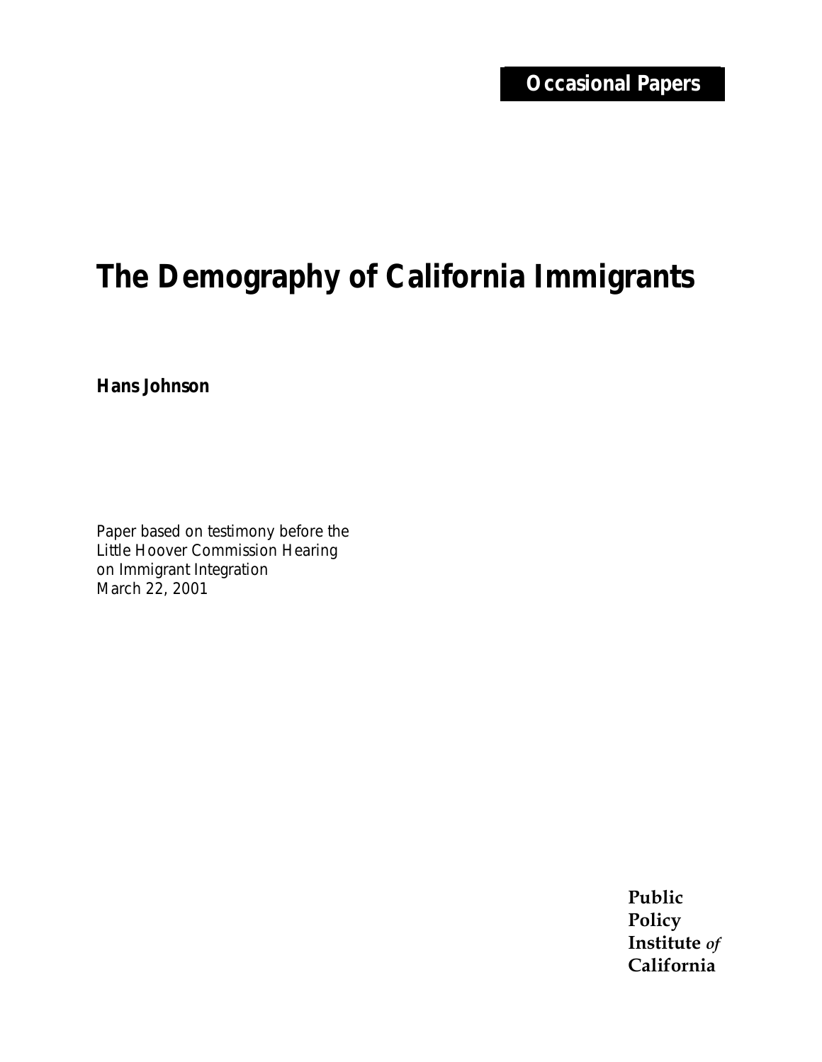**Occasional Papers**

# The Demography of California Immigrants

**Hans Johnson**

*Paper based on testimony before the Little Hoover Commission Hearing on Immigrant Integration March 22, 2001*

**Public Policy Institute *of* California**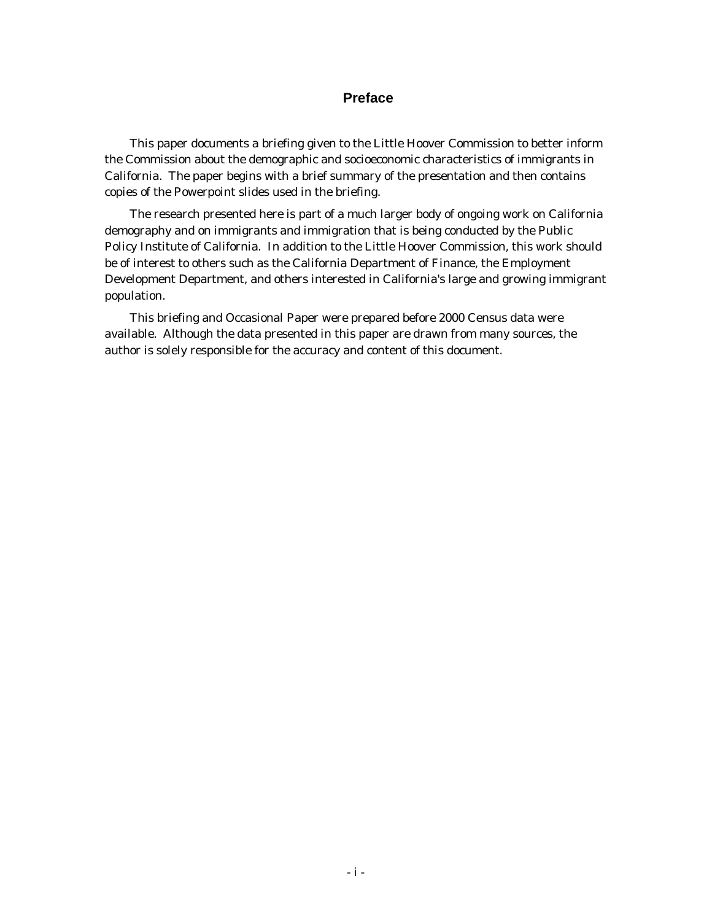## Preface

This paper documents a briefing given to the Little Hoover Commission to better inform the Commission about the demographic and socioeconomic characteristics of immigrants in California. The paper begins with a brief summary of the presentation and then contains copies of the Powerpoint slides used in the briefing.

The research presented here is part of a much larger body of ongoing work on California demography and on immigrants and immigration that is being conducted by the Public Policy Institute of California. In addition to the Little Hoover Commission, this work should be of interest to others such as the California Department of Finance, the Employment Development Department, and others interested in California's large and growing immigrant population.

This briefing and Occasional Paper were prepared before 2000 Census data were available. Although the data presented in this paper are drawn from many sources, the author is solely responsible for the accuracy and content of this document.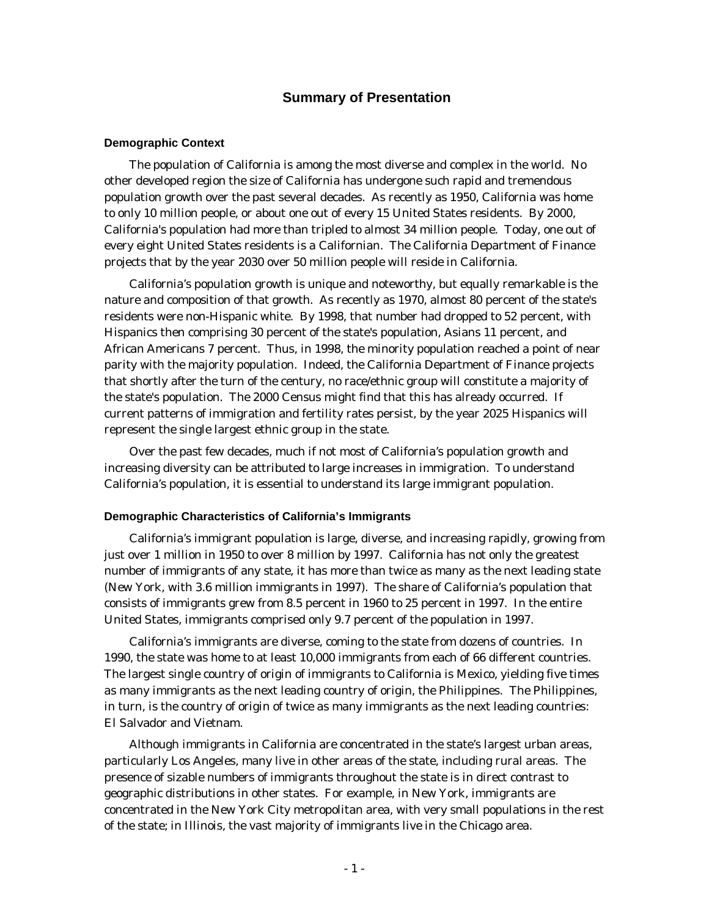## Summary of Presentation

### Demographic Context

The population of California is among the most diverse and complex in the world. No other developed region the size of California has undergone such rapid and tremendous population growth over the past several decades. As recently as 1950, California was home to only 10 million people, or about one out of every 15 United States residents. By 2000, California's population had more than tripled to almost 34 million people. Today, one out of every eight United States residents is a Californian. The California Department of Finance projects that by the year 2030 over 50 million people will reside in California.

California's population growth is unique and noteworthy, but equally remarkable is the nature and composition of that growth. As recently as 1970, almost 80 percent of the state's residents were non-Hispanic white. By 1998, that number had dropped to 52 percent, with Hispanics then comprising 30 percent of the state's population, Asians 11 percent, and African Americans 7 percent. Thus, in 1998, the minority population reached a point of near parity with the majority population. Indeed, the California Department of Finance projects that shortly after the turn of the century, no race/ethnic group will constitute a majority of the state's population. The 2000 Census might find that this has already occurred. If current patterns of immigration and fertility rates persist, by the year 2025 Hispanics will represent the single largest ethnic group in the state.

Over the past few decades, much if not most of California's population growth and increasing diversity can be attributed to large increases in immigration. To understand California's population, it is essential to understand its large immigrant population.

### Demographic Characteristics of California's Immigrants

California's immigrant population is large, diverse, and increasing rapidly, growing from just over 1 million in 1950 to over 8 million by 1997. California has not only the greatest number of immigrants of any state, it has more than twice as many as the next leading state (New York, with 3.6 million immigrants in 1997). The share of California's population that consists of immigrants grew from 8.5 percent in 1960 to 25 percent in 1997. In the entire United States, immigrants comprised only 9.7 percent of the population in 1997.

California's immigrants are diverse, coming to the state from dozens of countries. In 1990, the state was home to at least 10,000 immigrants from each of 66 different countries. The largest single country of origin of immigrants to California is Mexico, yielding five times as many immigrants as the next leading country of origin, the Philippines. The Philippines, in turn, is the country of origin of twice as many immigrants as the next leading countries: El Salvador and Vietnam.

Although immigrants in California are concentrated in the state's largest urban areas, particularly Los Angeles, many live in other areas of the state, including rural areas. The presence of sizable numbers of immigrants throughout the state is in direct contrast to geographic distributions in other states. For example, in New York, immigrants are concentrated in the New York City metropolitan area, with very small populations in the rest of the state; in Illinois, the vast majority of immigrants live in the Chicago area.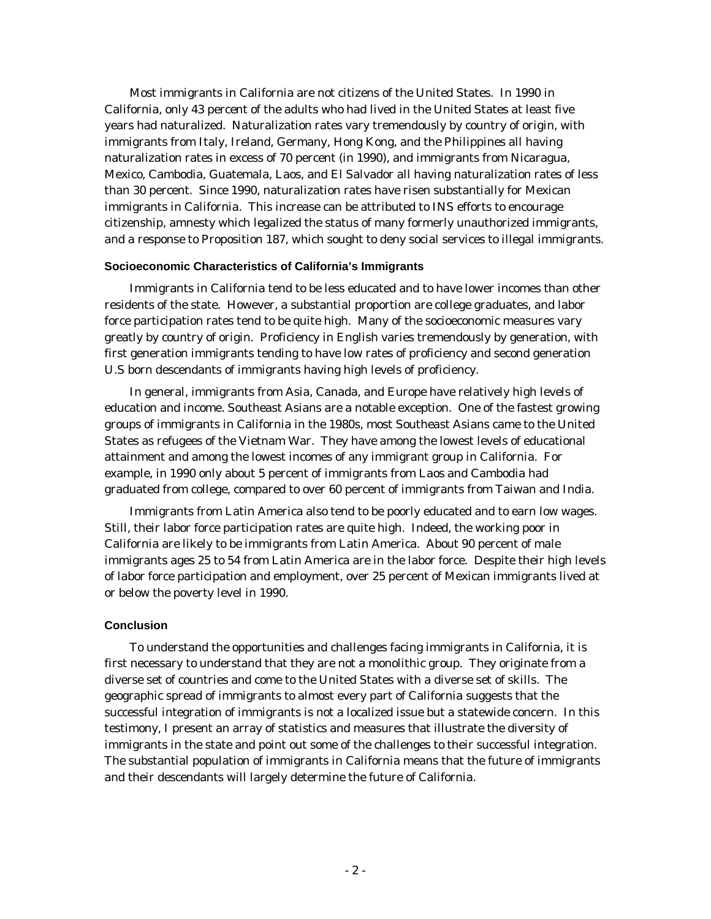Most immigrants in California are not citizens of the United States. In 1990 in California, only 43 percent of the adults who had lived in the United States at least five years had naturalized. Naturalization rates vary tremendously by country of origin, with immigrants from Italy, Ireland, Germany, Hong Kong, and the Philippines all having naturalization rates in excess of 70 percent (in 1990), and immigrants from Nicaragua, Mexico, Cambodia, Guatemala, Laos, and El Salvador all having naturalization rates of less than 30 percent. Since 1990, naturalization rates have risen substantially for Mexican immigrants in California. This increase can be attributed to INS efforts to encourage citizenship, amnesty which legalized the status of many formerly unauthorized immigrants, and a response to Proposition 187, which sought to deny social services to illegal immigrants.

### Socioeconomic Characteristics of California's Immigrants

Immigrants in California tend to be less educated and to have lower incomes than other residents of the state. However, a substantial proportion are college graduates, and labor force participation rates tend to be quite high. Many of the socioeconomic measures vary greatly by country of origin. Proficiency in English varies tremendously by generation, with first generation immigrants tending to have low rates of proficiency and second generation U.S born descendants of immigrants having high levels of proficiency.

In general, immigrants from Asia, Canada, and Europe have relatively high levels of education and income. Southeast Asians are a notable exception. One of the fastest growing groups of immigrants in California in the 1980s, most Southeast Asians came to the United States as refugees of the Vietnam War. They have among the lowest levels of educational attainment and among the lowest incomes of any immigrant group in California. For example, in 1990 only about 5 percent of immigrants from Laos and Cambodia had graduated from college, compared to over 60 percent of immigrants from Taiwan and India.

Immigrants from Latin America also tend to be poorly educated and to earn low wages. Still, their labor force participation rates are quite high. Indeed, the working poor in California are likely to be immigrants from Latin America. About 90 percent of male immigrants ages 25 to 54 from Latin America are in the labor force. Despite their high levels of labor force participation and employment, over 25 percent of Mexican immigrants lived at or below the poverty level in 1990.

### Conclusion

To understand the opportunities and challenges facing immigrants in California, it is first necessary to understand that they are not a monolithic group. They originate from a diverse set of countries and come to the United States with a diverse set of skills. The geographic spread of immigrants to almost every part of California suggests that the successful integration of immigrants is not a localized issue but a statewide concern. In this testimony, I present an array of statistics and measures that illustrate the diversity of immigrants in the state and point out some of the challenges to their successful integration. The substantial population of immigrants in California means that the future of immigrants and their descendants will largely determine the future of California.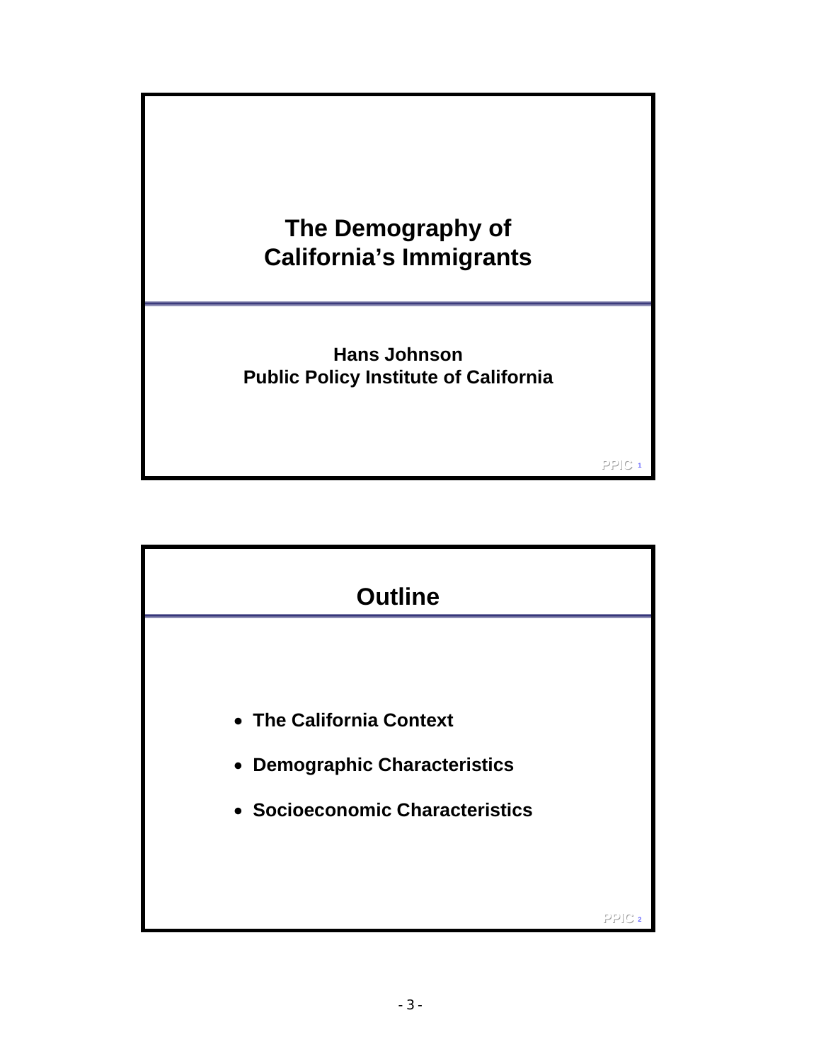# The Demography of California's Immigrants

**Hans Johnson**
**Public Policy Institute of California**

## Outline

- **The California Context**
- **Demographic Characteristics**
- **Socioeconomic Characteristics**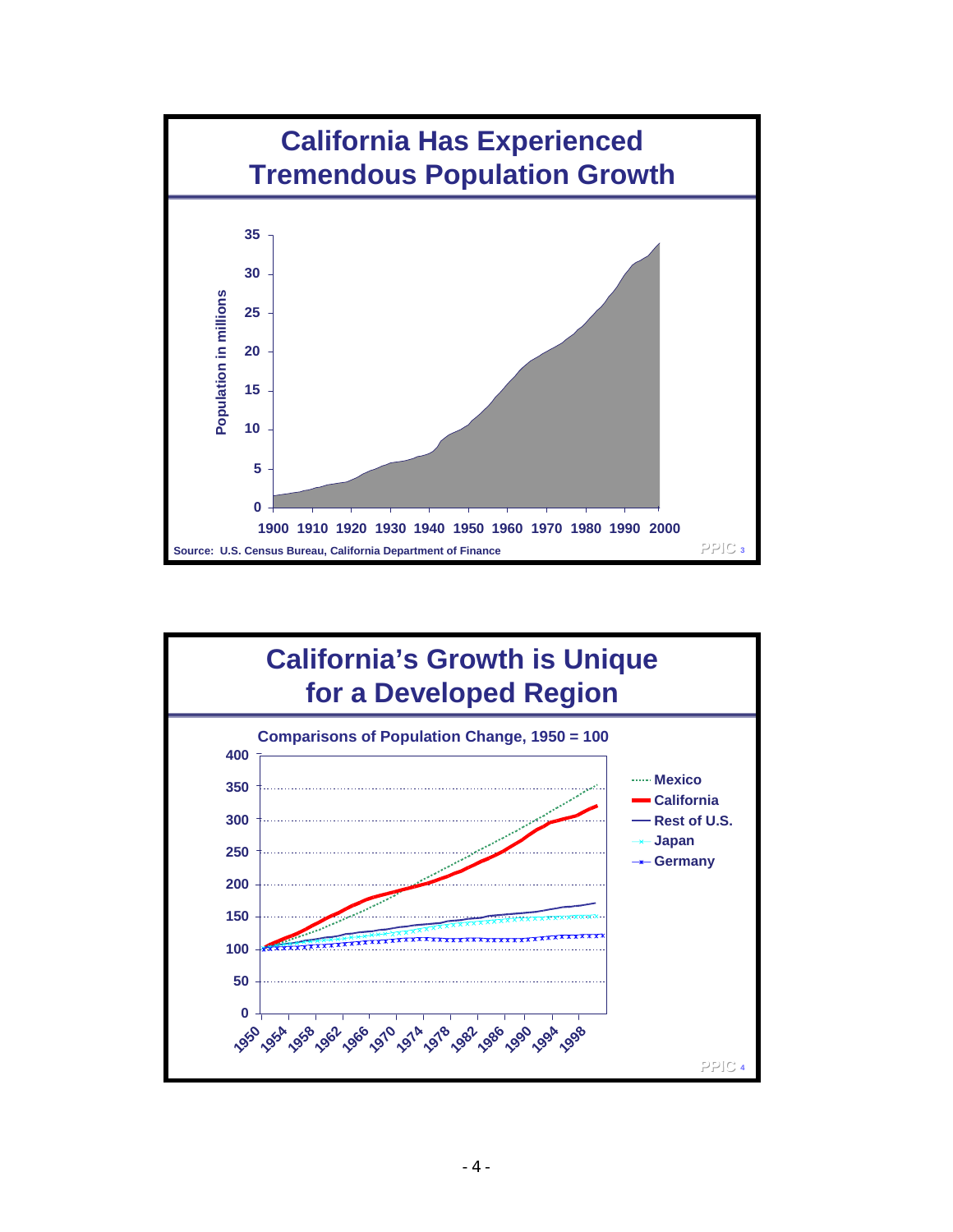## California Has Experienced Tremendous Population Growth

Population in millions

35
30
25
20
15
10
5
0

1900 1910 1920 1930 1940 1950 1960 1970 1980 1990 2000

Source: U.S. Census Bureau, California Department of Finance

PPIC 3

## California's Growth is Unique for a Developed Region

Comparisons of Population Change, 1950 = 100

400
350
300
250
200
150
100
50
0

1950 1954 1958 1962 1966 1970 1974 1978 1982 1986 1990 1994 1998

Mexico
California
Rest of U.S.
Japan
Germany

PPIC 4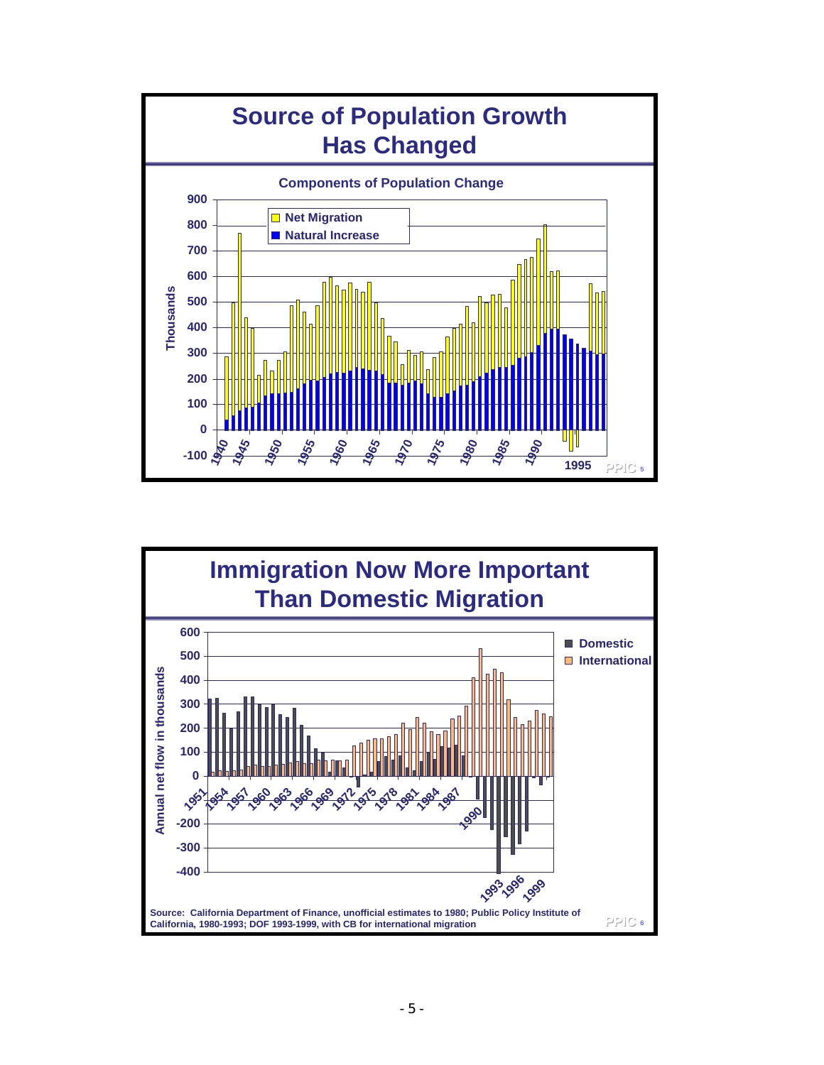# Source of Population Growth Has Changed

Components of Population Change

Net Migration
Natural Increase

Thousands

900
800
700
600
500
400
300
200
100
0
-100

1940
1945
1950
1955
1960
1965
1970
1975
1980
1985
1990
1995

PPIC 5

# Immigration Now More Important Than Domestic Migration

Domestic
International

Annual net flow in thousands

600
500
400
300
200
100
0
-100
-200
-300
-400

1951
1954
1957
1960
1963
1966
1969
1972
1975
1978
1981
1984
1987
1990
1993
1996
1999

Source: California Department of Finance, unofficial estimates to 1980; Public Policy Institute of California, 1980-1993; DOF 1993-1999, with CB for international migration

PPIC 6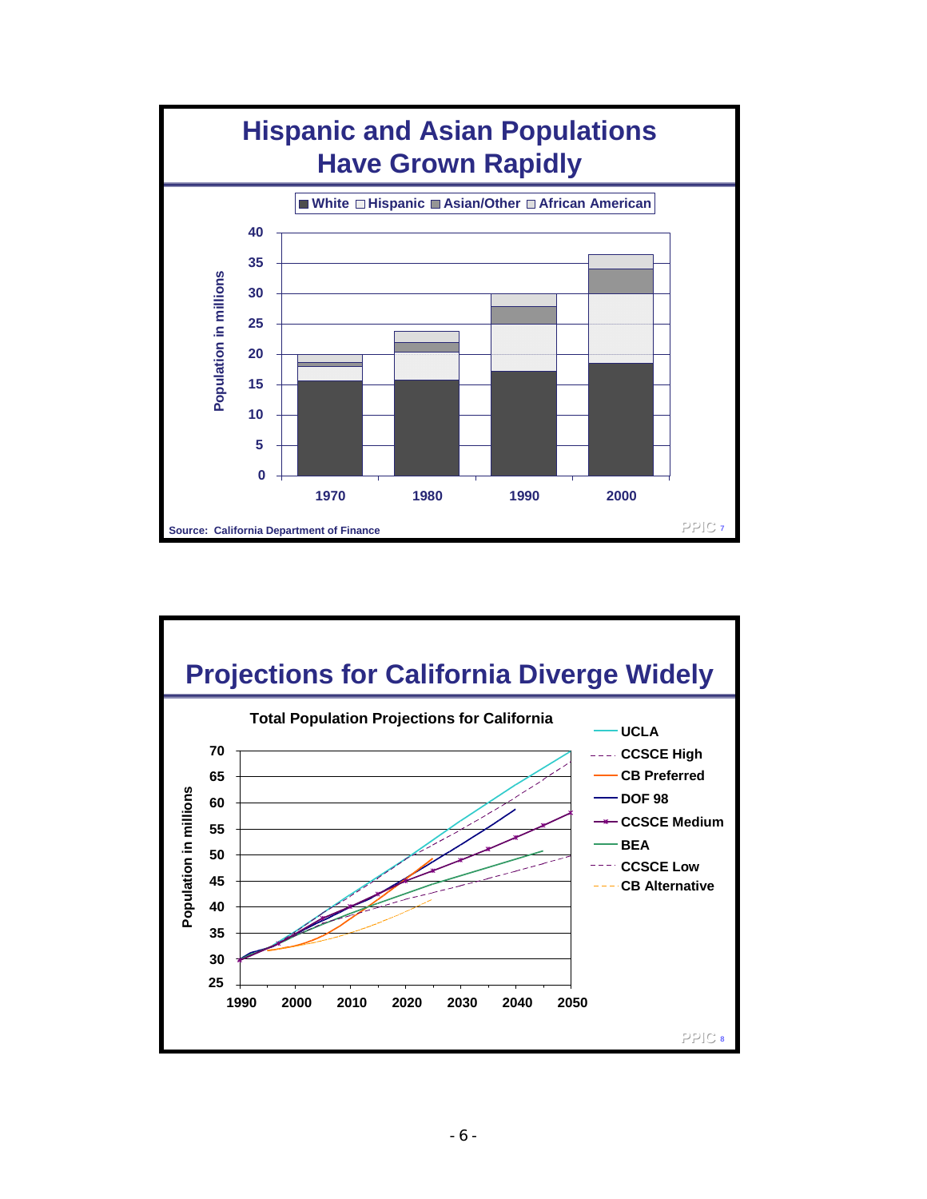## Hispanic and Asian Populations Have Grown Rapidly

White
Hispanic
Asian/Other
African American

Population in millions

0
5
10
15
20
25
30
35
40

1970
1980
1990
2000

Source: California Department of Finance

PPIC 7

## Projections for California Diverge Widely

Total Population Projections for California

UCLA
CCSCE High
CB Preferred
DOF 98
CCSCE Medium
BEA
CCSCE Low
CB Alternative

Population in millions

25
30
35
40
45
50
55
60
65
70

1990
2000
2010
2020
2030
2040
2050

PPIC 8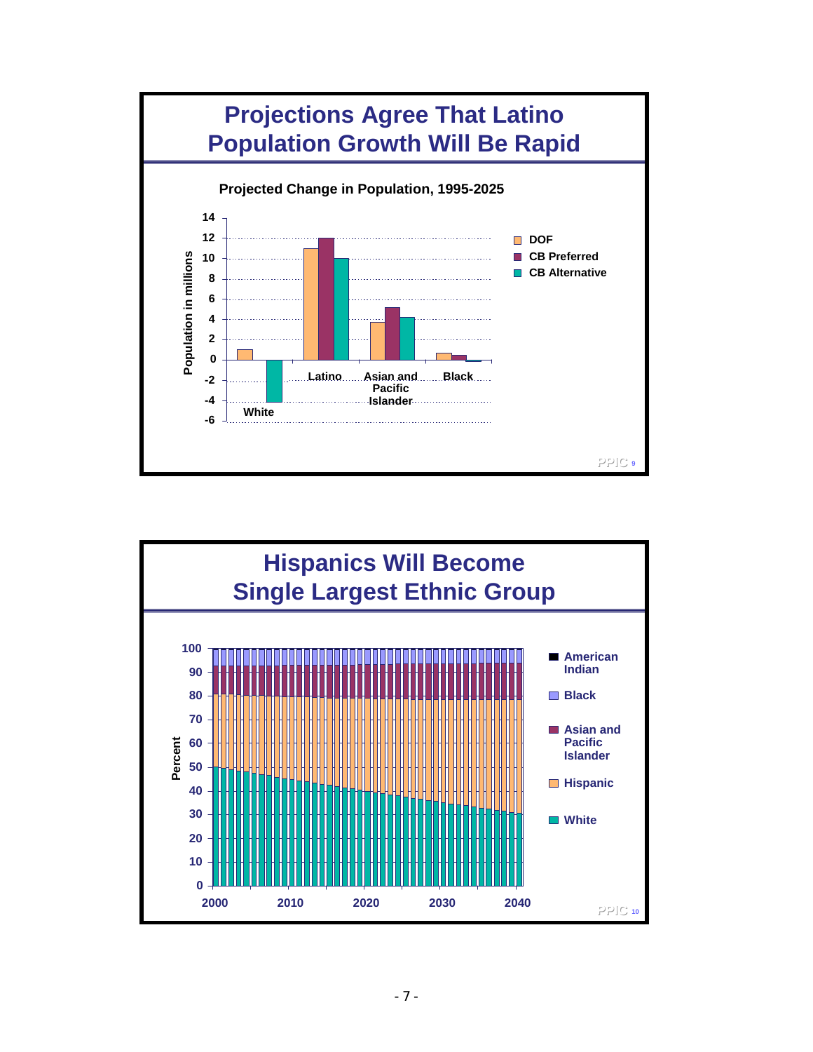## Projections Agree That Latino Population Growth Will Be Rapid

Projected Change in Population, 1995-2025

Population in millions

14
12
10
8
6
4
2
0
-2
-4
-6

White
Latino
Asian and Pacific Islander
Black

DOF
CB Preferred
CB Alternative

PPIC 9

## Hispanics Will Become Single Largest Ethnic Group

Percent

100
90
80
70
60
50
40
30
20
10
0

2000
2010
2020
2030
2040

American Indian
Black
Asian and Pacific Islander
Hispanic
White

PPIC 10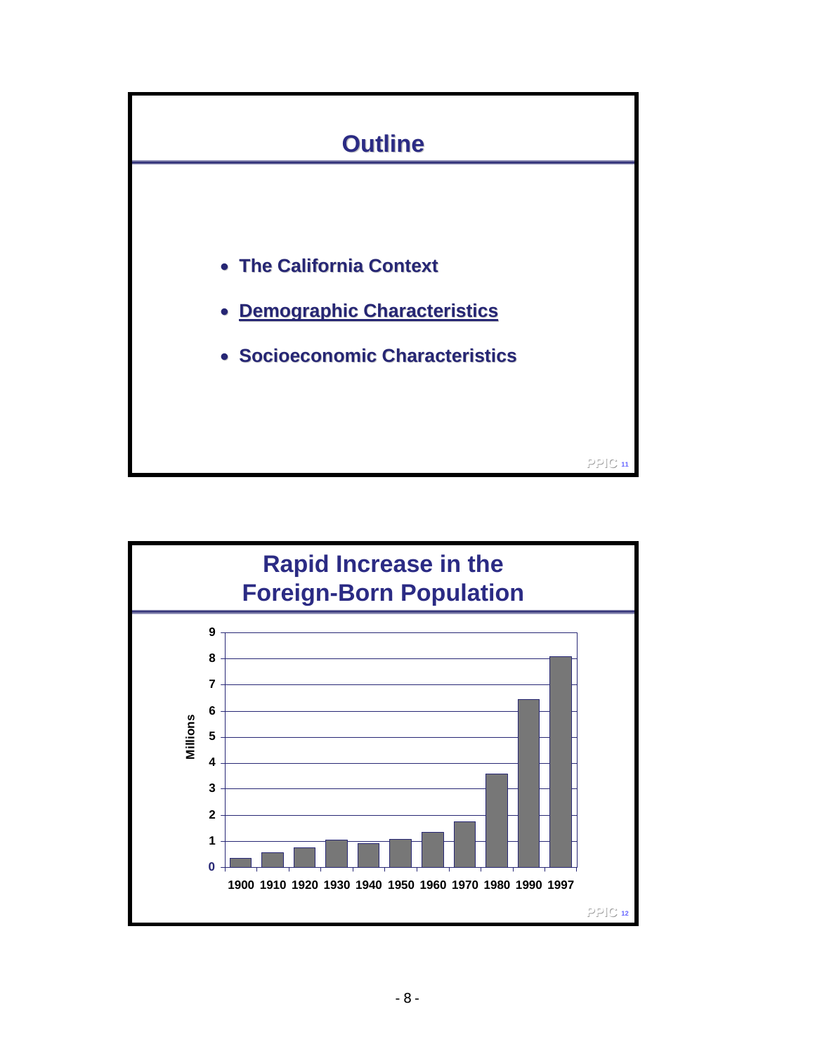## Outline

- The California Context
- Demographic Characteristics
- Socioeconomic Characteristics

## Rapid Increase in the Foreign-Born Population

Millions

9
8
7
6
5
4
3
2
1
0

1900 1910 1920 1930 1940 1950 1960 1970 1980 1990 1997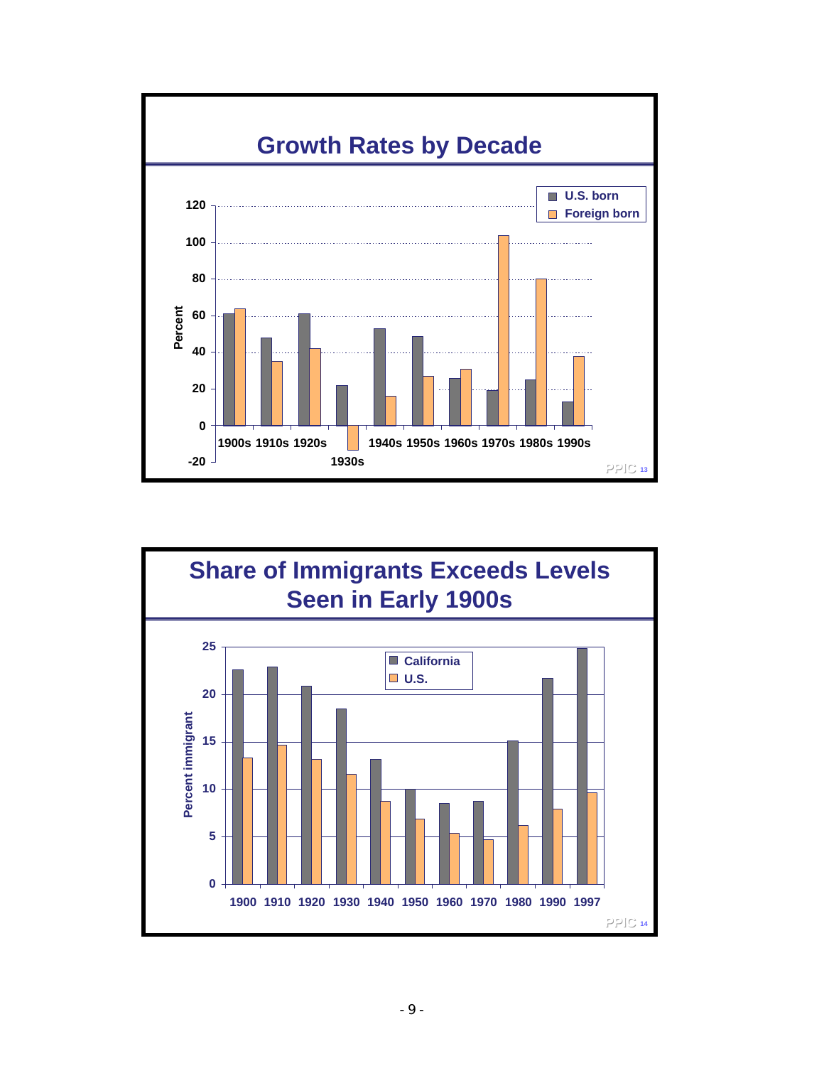## Growth Rates by Decade

U.S. born
Foreign born

Percent

120
100
80
60
40
20
0
-20

1900s 1910s 1920s 1930s 1940s 1950s 1960s 1970s 1980s 1990s

PPIC 13

## Share of Immigrants Exceeds Levels Seen in Early 1900s

California
U.S.

Percent immigrant

25
20
15
10
5
0

1900 1910 1920 1930 1940 1950 1960 1970 1980 1990 1997

PPIC 14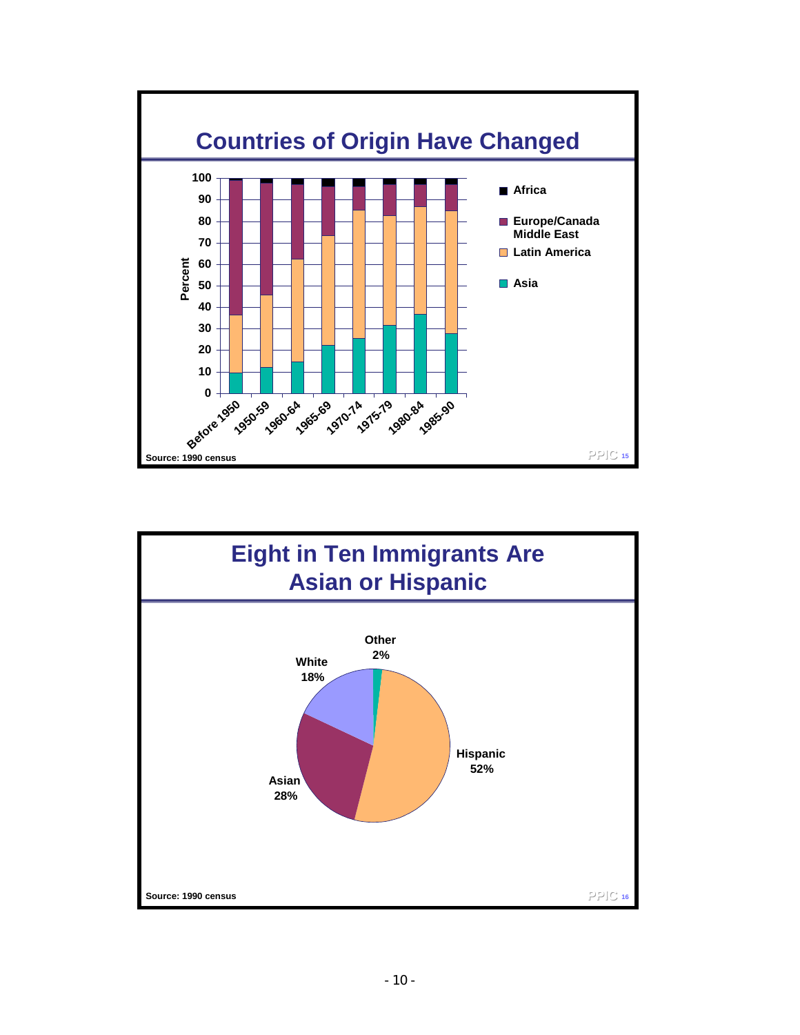## Countries of Origin Have Changed

Percent

100
90
80
70
60
50
40
30
20
10
0

Before 1950
1950-59
1960-64
1965-69
1970-74
1975-79
1980-84
1985-90

Africa

Europe/Canada Middle East

Latin America

Asia

Source: 1990 census

PPIC 15

## Eight in Ten Immigrants Are Asian or Hispanic

Other 2%

White 18%

Hispanic 52%

Asian 28%

Source: 1990 census

PPIC 16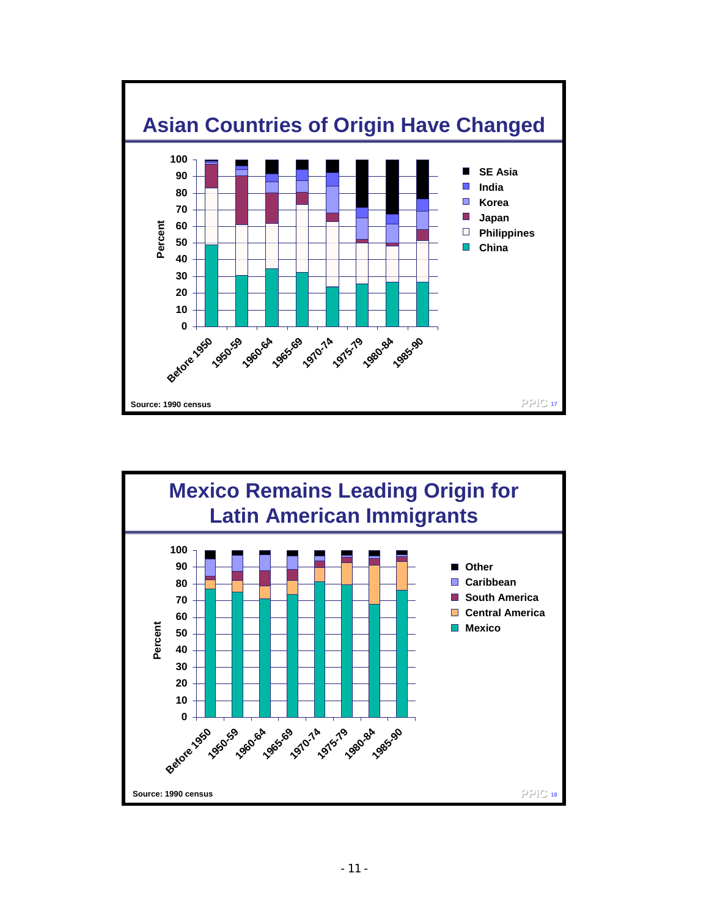## Asian Countries of Origin Have Changed

Percent

100
90
80
70
60
50
40
30
20
10
0

Before 1950
1950-59
1960-64
1965-69
1970-74
1975-79
1980-84
1985-90

SE Asia
India
Korea
Japan
Philippines
China

Source: 1990 census

PPIC 17

## Mexico Remains Leading Origin for Latin American Immigrants

Percent

100
90
80
70
60
50
40
30
20
10
0

Before 1950
1950-59
1960-64
1965-69
1970-74
1975-79
1980-84
1985-90

Other
Caribbean
South America
Central America
Mexico

Source: 1990 census

PPIC 18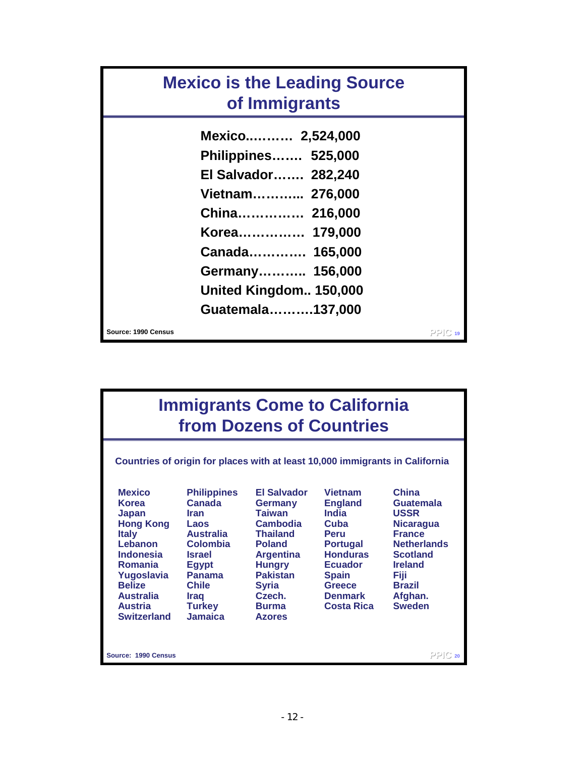## Mexico is the Leading Source of Immigrants

| | |
|---|---|
| Mexico.......... | 2,524,000 |
| Philippines....... | 525,000 |
| El Salvador....... | 282,240 |
| Vietnam........... | 276,000 |
| China.............. | 216,000 |
| Korea............... | 179,000 |
| Canada............ | 165,000 |
| Germany.......... | 156,000 |
| United Kingdom.. | 150,000 |
| Guatemala......... | 137,000 |

Source: 1990 Census

PPIC 19

## Immigrants Come to California from Dozens of Countries

**Countries of origin for places with at least 10,000 immigrants in California**

| | | | | |
|---|---|---|---|---|
| Mexico | Philippines | El Salvador | Vietnam | China |
| Korea | Canada | Germany | England | Guatemala |
| Japan | Iran | Taiwan | India | USSR |
| Hong Kong | Laos | Cambodia | Cuba | Nicaragua |
| Italy | Australia | Thailand | Peru | France |
| Lebanon | Colombia | Poland | Portugal | Netherlands |
| Indonesia | Israel | Argentina | Honduras | Scotland |
| Romania | Egypt | Hungry | Ecuador | Ireland |
| Yugoslavia | Panama | Pakistan | Spain | Fiji |
| Belize | Chile | Syria | Greece | Brazil |
| Australia | Iraq | Czech. | Denmark | Afghan. |
| Austria | Turkey | Burma | Costa Rica | Sweden |
| Switzerland | Jamaica | Azores | | |

Source: 1990 Census

PPIC 20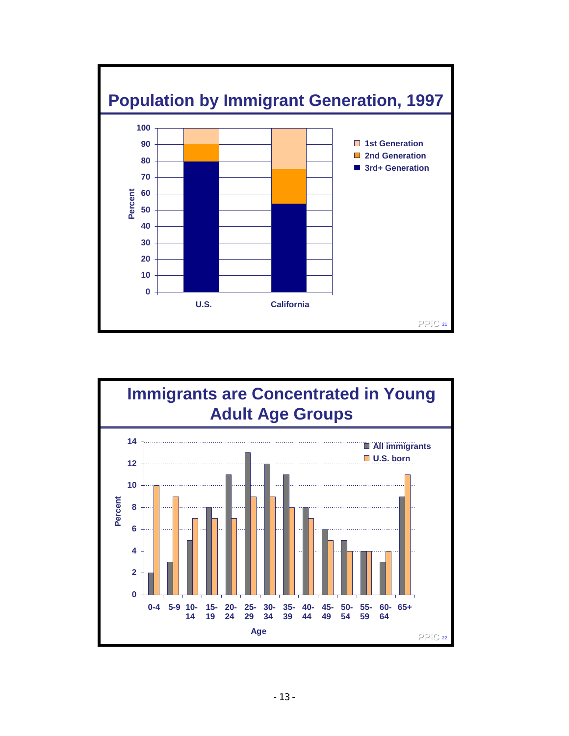## Population by Immigrant Generation, 1997

Percent

100
90
80
70
60
50
40
30
20
10
0

U.S.
California

1st Generation
2nd Generation
3rd+ Generation

PPIC 21

## Immigrants are Concentrated in Young Adult Age Groups

Percent

14
12
10
8
6
4
2
0

All immigrants
U.S. born

0-4
5-9
10-14
15-19
20-24
25-29
30-34
35-39
40-44
45-49
50-54
55-59
60-64
65+

Age

PPIC 22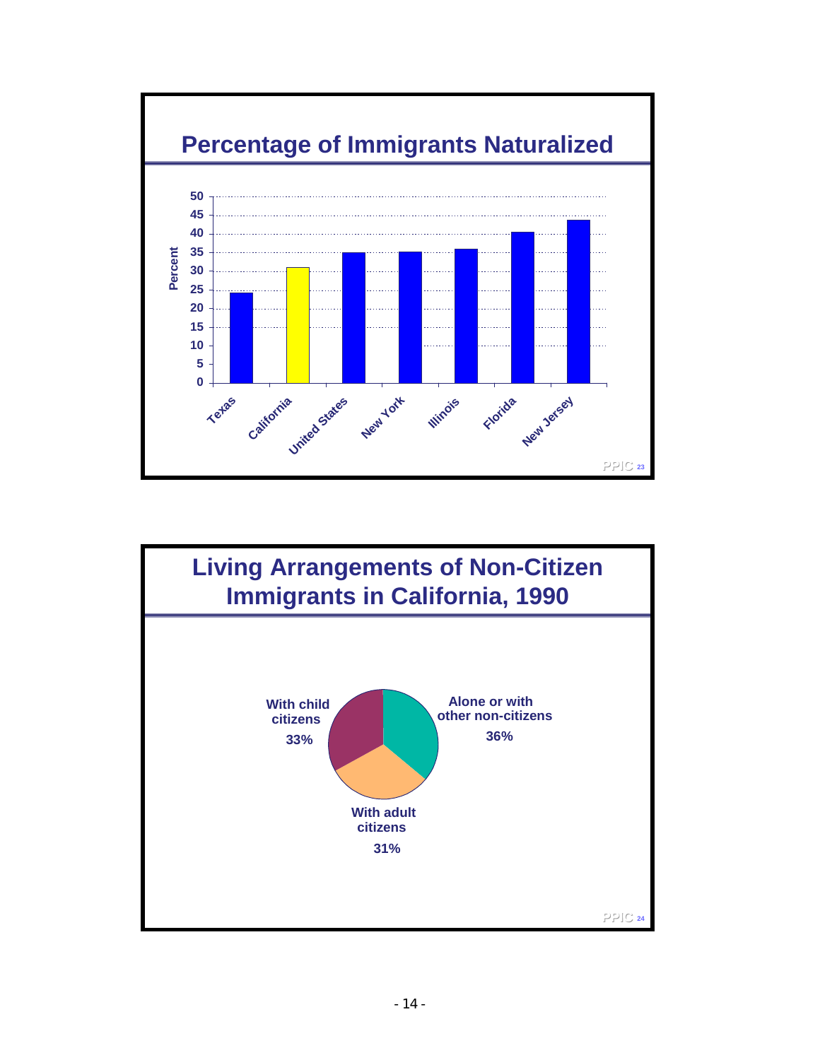## Percentage of Immigrants Naturalized

Percent

50
45
40
35
30
25
20
15
10
5
0

Texas
California
United States
New York
Illinois
Florida
New Jersey

PPIC 23

## Living Arrangements of Non-Citizen Immigrants in California, 1990

With child citizens
33%

Alone or with other non-citizens
36%

With adult citizens
31%

PPIC 24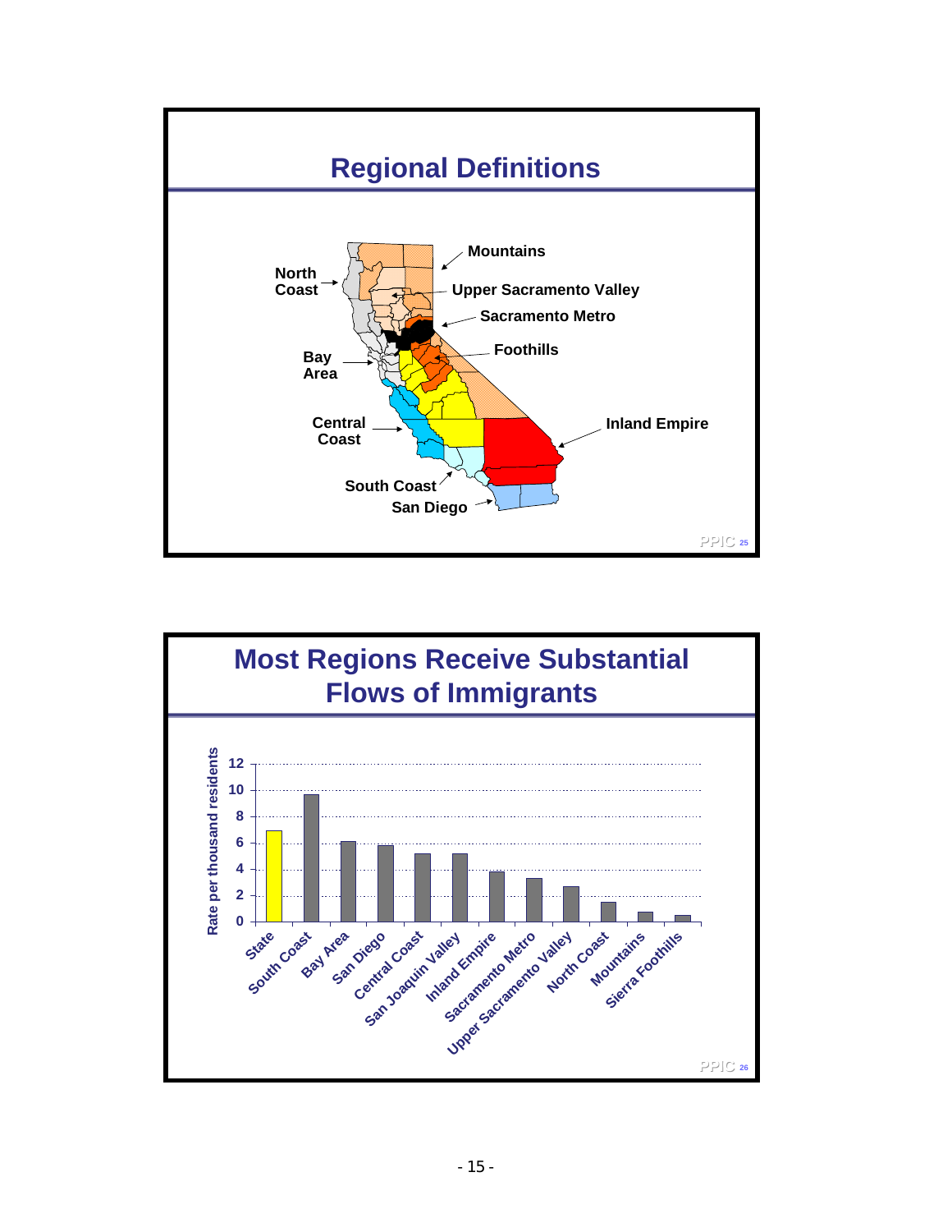## Regional Definitions

North Coast
Mountains
Upper Sacramento Valley
Sacramento Metro
Foothills
Bay Area
Central Coast
Inland Empire
South Coast
San Diego

PPIC 25

## Most Regions Receive Substantial Flows of Immigrants

Rate per thousand residents

12
10
8
6
4
2
0

State
South Coast
Bay Area
San Diego
Central Coast
San Joaquin Valley
Inland Empire
Sacramento Metro
Upper Sacramento Valley
North Coast
Mountains
Sierra Foothills

PPIC 26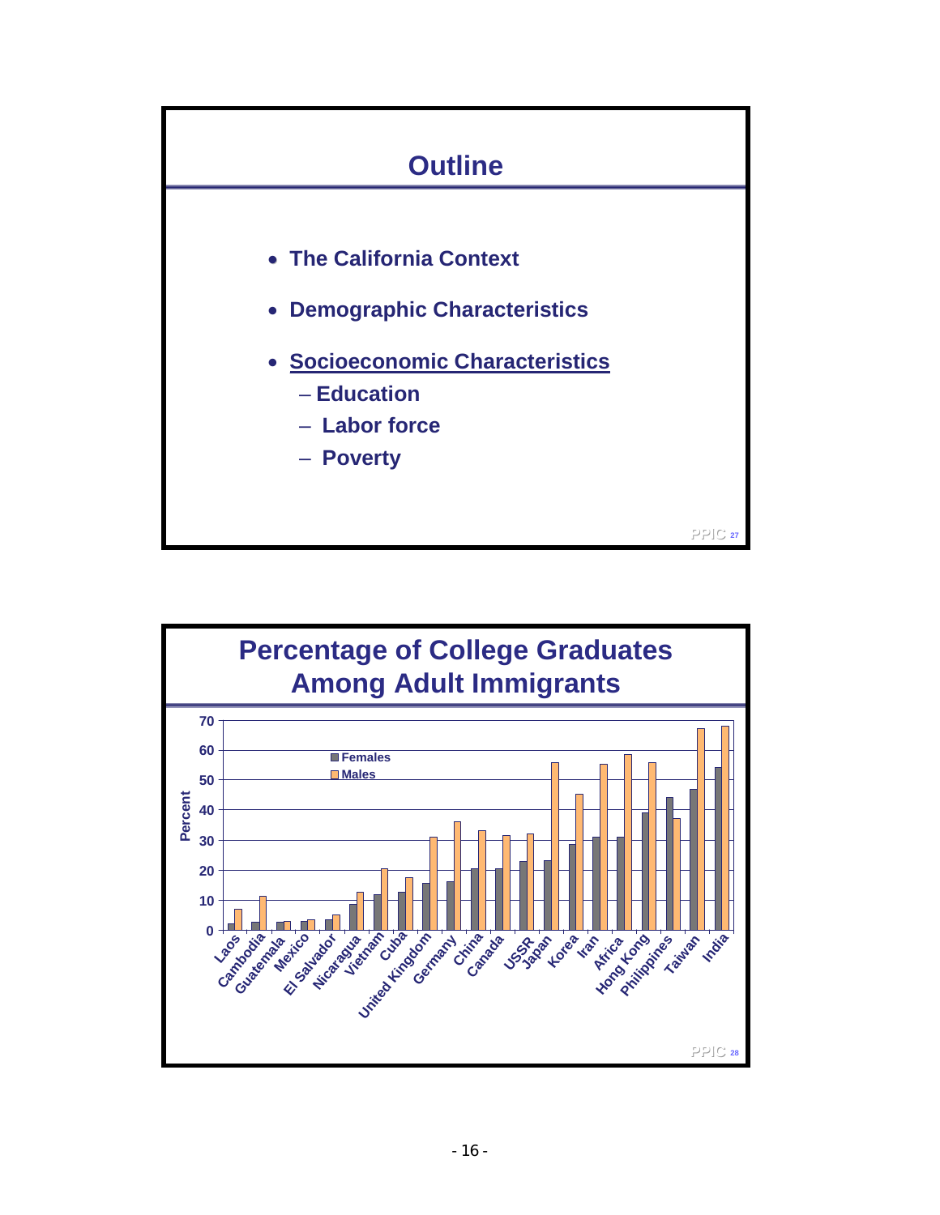## Outline

- The California Context
- Demographic Characteristics
- <u>Socioeconomic Characteristics</u>
  - Education
  - Labor force
  - Poverty

PPIC 27

## Percentage of College Graduates Among Adult Immigrants

Percent

70
60
50
40
30
20
10
0

Females
Males

Laos, Cambodia, Guatemala, Mexico, El Salvador, Nicaragua, Vietnam, Cuba, United Kingdom, Germany, China, Canada, USSR, Japan, Korea, Iran, Africa, Hong Kong, Philippines, Taiwan, India

PPIC 28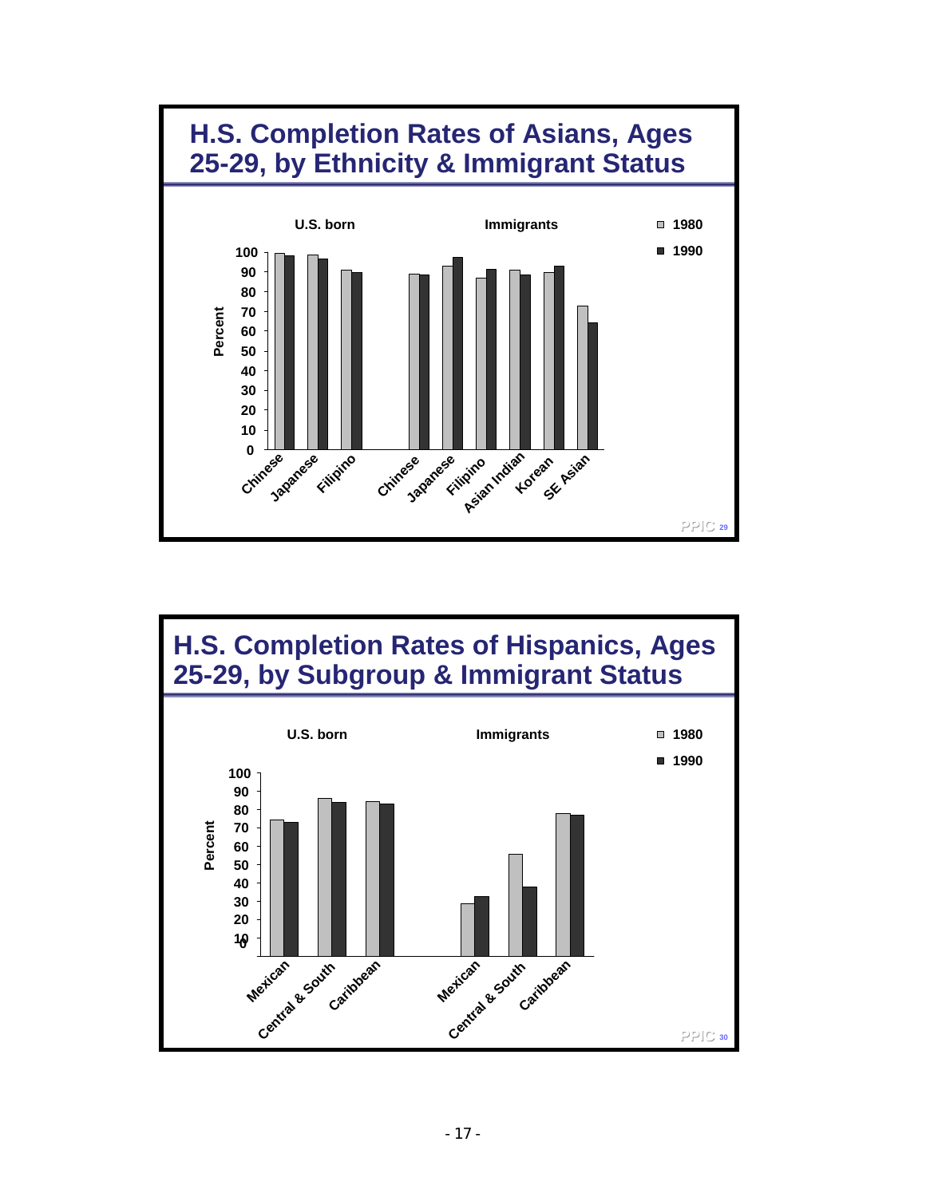## H.S. Completion Rates of Asians, Ages 25-29, by Ethnicity & Immigrant Status

U.S. born

Immigrants

1980

1990

Percent

100
90
80
70
60
50
40
30
20
10
0

Chinese
Japanese
Filipino
Chinese
Japanese
Filipino
Asian Indian
Korean
SE Asian

PPIC 29

## H.S. Completion Rates of Hispanics, Ages 25-29, by Subgroup & Immigrant Status

U.S. born

Immigrants

1980

1990

Percent

100
90
80
70
60
50
40
30
20
10
0

Mexican
Central & South
Caribbean
Mexican
Central & South
Caribbean

PPIC 30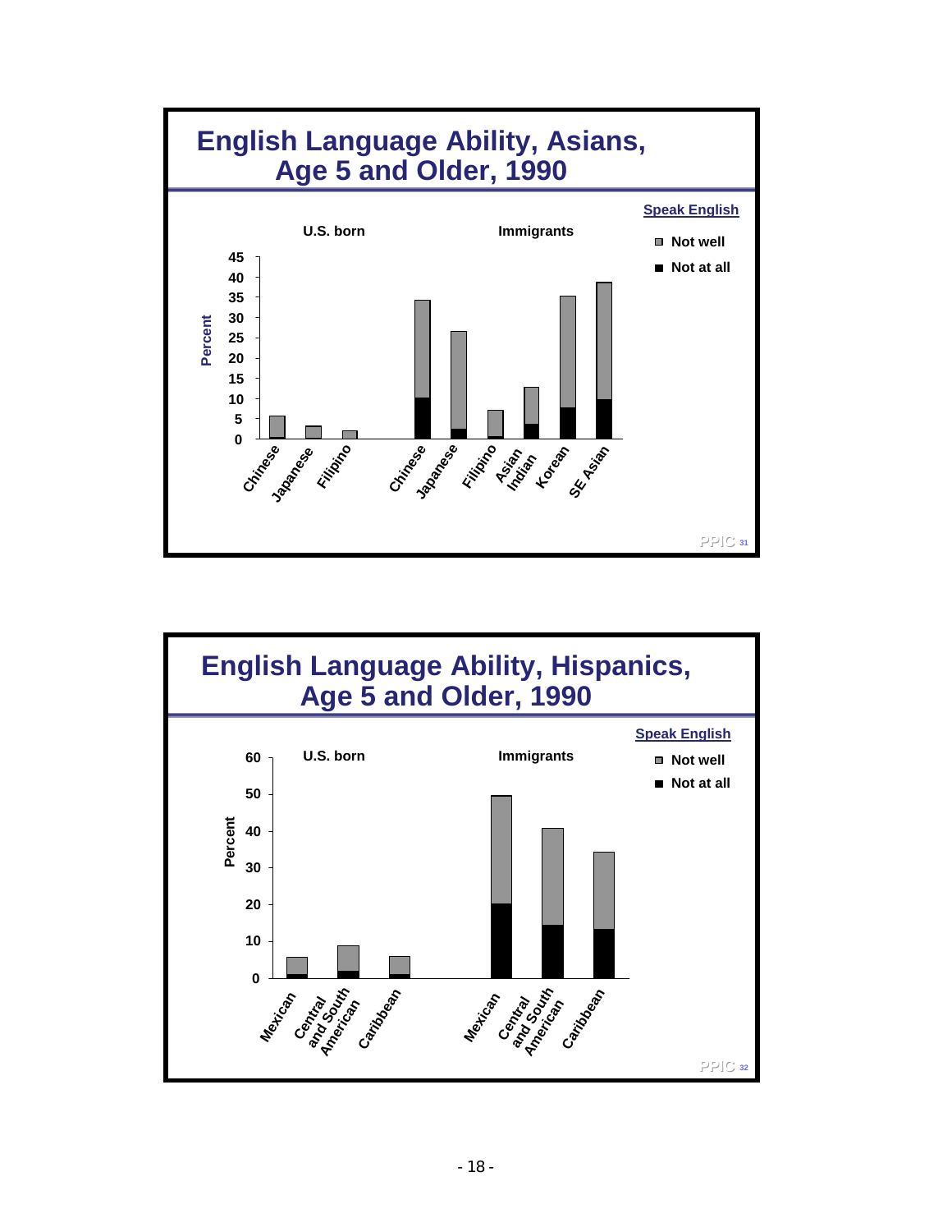## English Language Ability, Asians, Age 5 and Older, 1990

Speak English

Not well

Not at all

U.S. born

Immigrants

Percent

45
40
35
30
25
20
15
10
5
0

Chinese
Japanese
Filipino
Chinese
Japanese
Filipino
Asian Indian
Korean
SE Asian

## English Language Ability, Hispanics, Age 5 and Older, 1990

Speak English

Not well

Not at all

U.S. born

Immigrants

Percent

60
50
40
30
20
10
0

Mexican
Central and South American
Caribbean
Mexican
Central and South American
Caribbean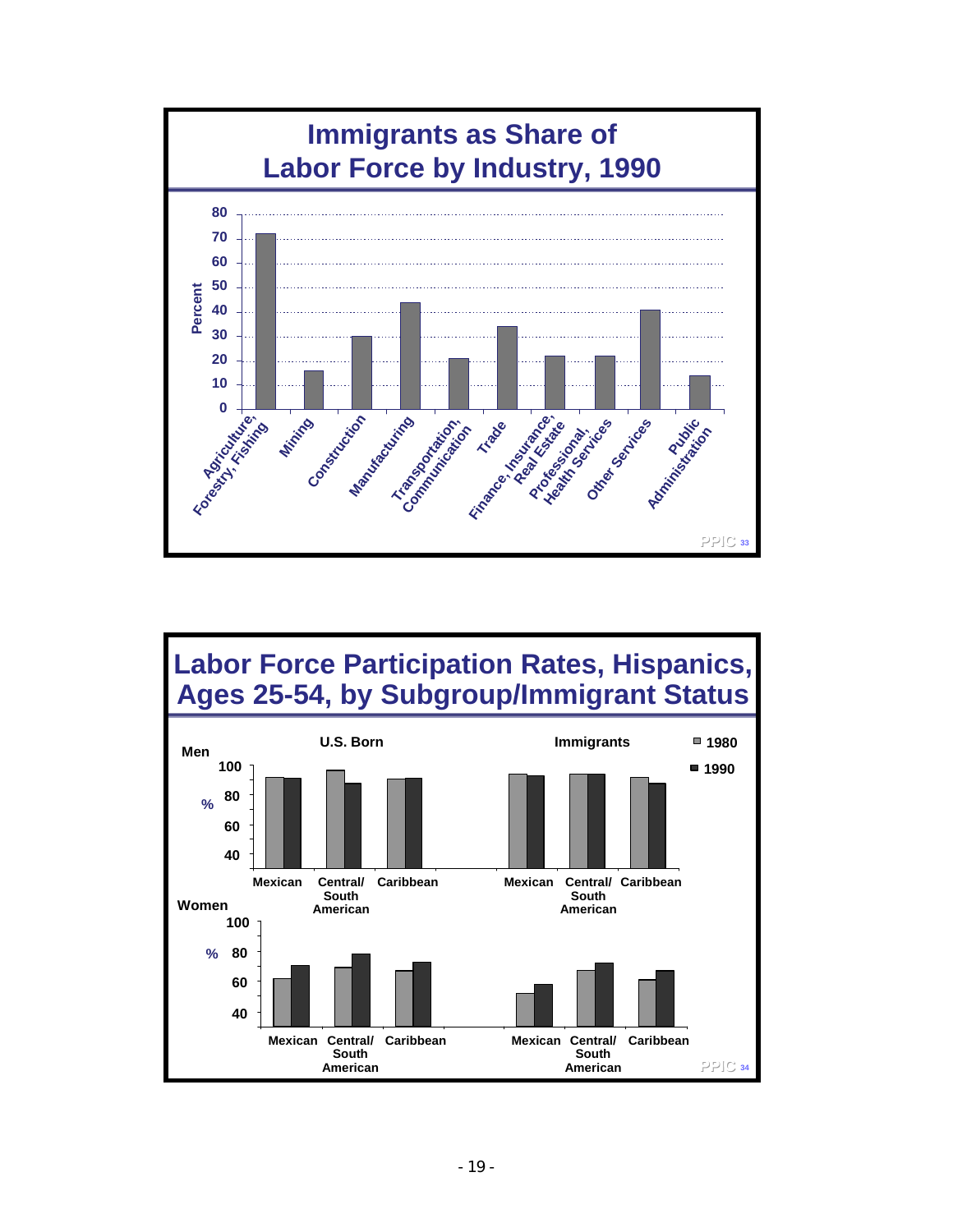## Immigrants as Share of Labor Force by Industry, 1990

Percent

80
70
60
50
40
30
20
10
0

Agriculture, Forestry, Fishing
Mining
Construction
Manufacturing
Transportation, Communication
Trade
Finance, Insurance, Real Estate
Professional, Health Services
Other Services
Public Administration

PPIC 33

## Labor Force Participation Rates, Hispanics, Ages 25-54, by Subgroup/Immigrant Status

U.S. Born
Immigrants

1980
1990

Men

%

100
80
60
40

Mexican
Central/ South American
Caribbean
Mexican
Central/ South American
Caribbean

Women

%

100
80
60
40

Mexican
Central/ South American
Caribbean
Mexican
Central/ South American
Caribbean

PPIC 34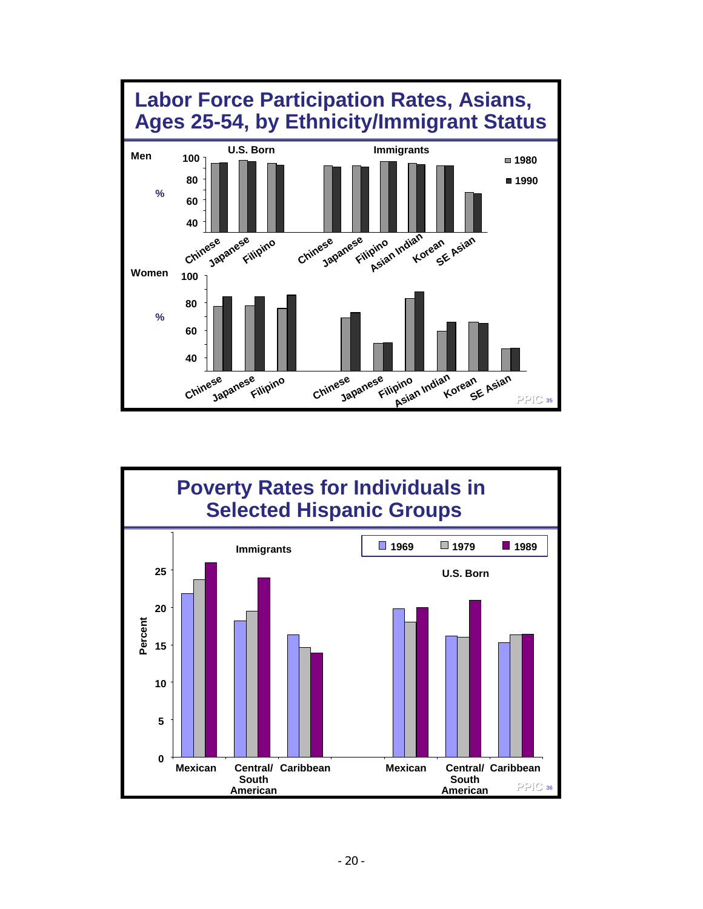## Labor Force Participation Rates, Asians, Ages 25-54, by Ethnicity/Immigrant Status

Men

%

U.S. Born

Immigrants

100
80
60
40

Chinese
Japanese
Filipino
Chinese
Japanese
Filipino
Asian Indian
Korean
SE Asian

1980
1990

Women

%

100
80
60
40

Chinese
Japanese
Filipino
Chinese
Japanese
Filipino
Asian Indian
Korean
SE Asian

PPIC 35

## Poverty Rates for Individuals in Selected Hispanic Groups

Immigrants

U.S. Born

1969
1979
1989

Percent

25
20
15
10
5
0

Mexican
Central/ South American
Caribbean
Mexican
Central/ South American
Caribbean

PPIC 36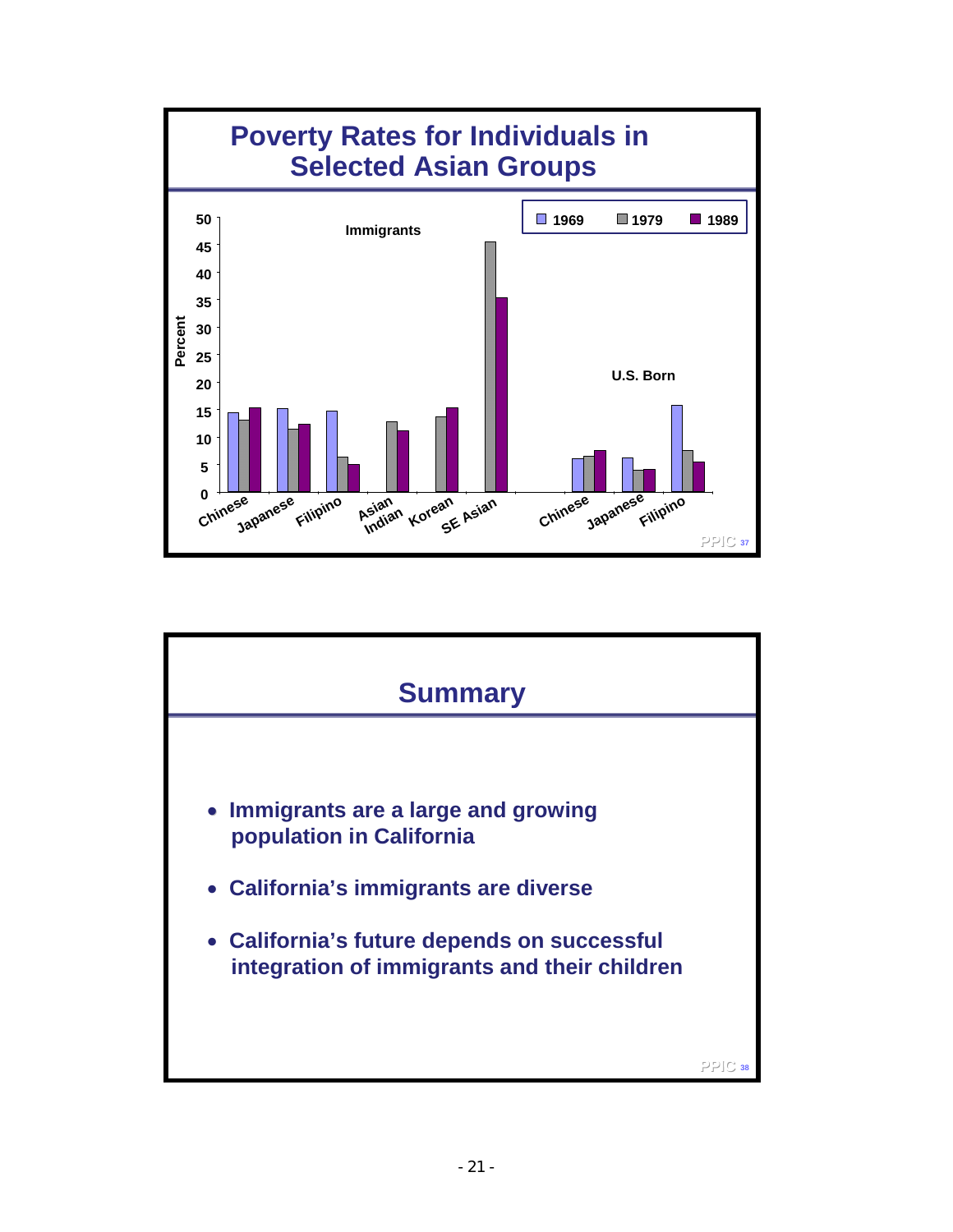## Poverty Rates for Individuals in Selected Asian Groups

1969
1979
1989

Percent

50
45
40
35
30
25
20
15
10
5
0

Immigrants

U.S. Born

Chinese
Japanese
Filipino
Asian Indian
Korean
SE Asian
Chinese
Japanese
Filipino

PPIC 37

## Summary

- Immigrants are a large and growing population in California
- California's immigrants are diverse
- California's future depends on successful integration of immigrants and their children

PPIC 38